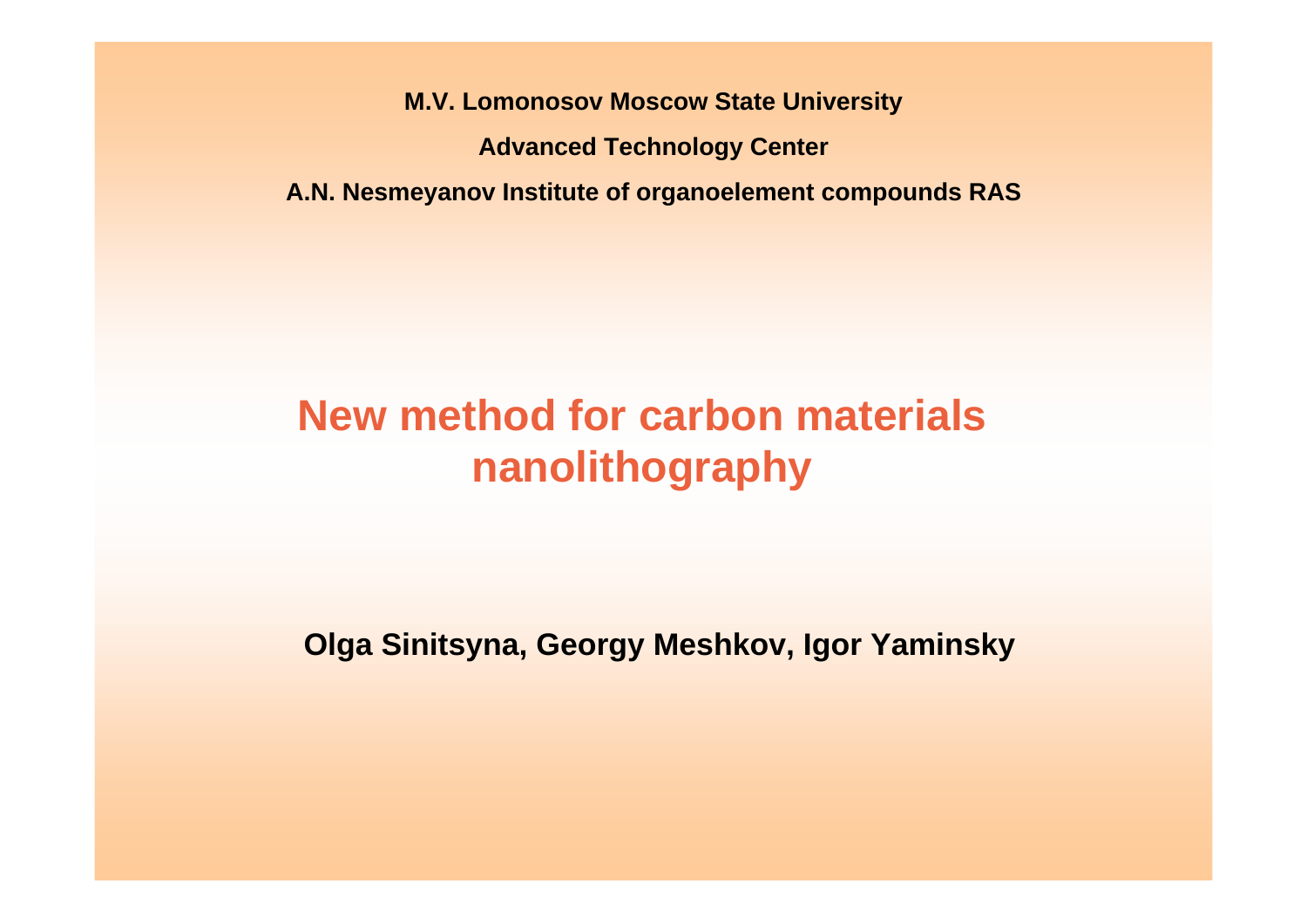**M.V. Lomonosov Moscow State University**

**Advanced Technology Center**

**A.N. Nesmeyanov Institute of organoelement compounds RAS**

# New method for carbon materials nanolithography

**Olga Sinitsyna, Georgy Meshkov, Igor Yaminsky**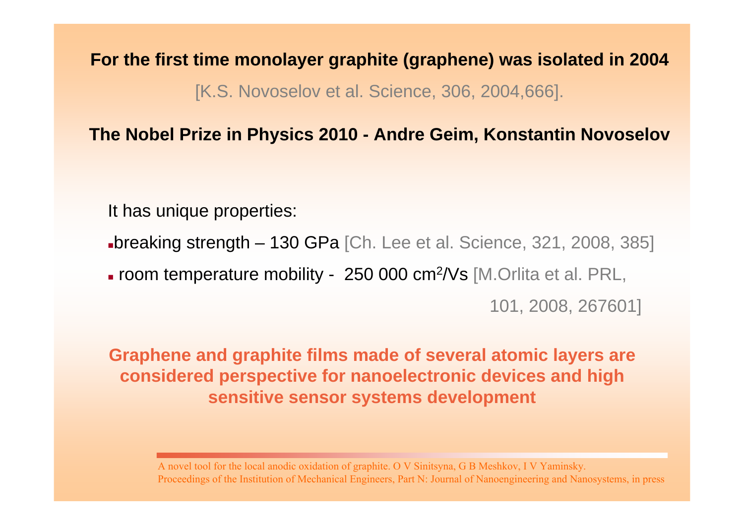**For the first time monolayer graphite (graphene) was isolated in 2004**

[K.S. Novoselov et al. Science, 306, 2004,666].

**The Nobel Prize in Physics 2010 - Andre Geim, Konstantin Novoselov**

It has unique properties:

- breaking strength – 130 GPa [Ch. Lee et al. Science, 321, 2008, 385]
- room temperature mobility - 250 000 $cm^2/Vs$ [M.Orlita et al. PRL, 101, 2008, 267601]

**Graphene and graphite films made of several atomic layers are considered perspective for nanoelectronic devices and high sensitive sensor systems development**

A novel tool for the local anodic oxidation of graphite. O V Sinitsyna, G B Meshkov, I V Yaminsky. Proceedings of the Institution of Mechanical Engineers, Part N: Journal of Nanoengineering and Nanosystems, in press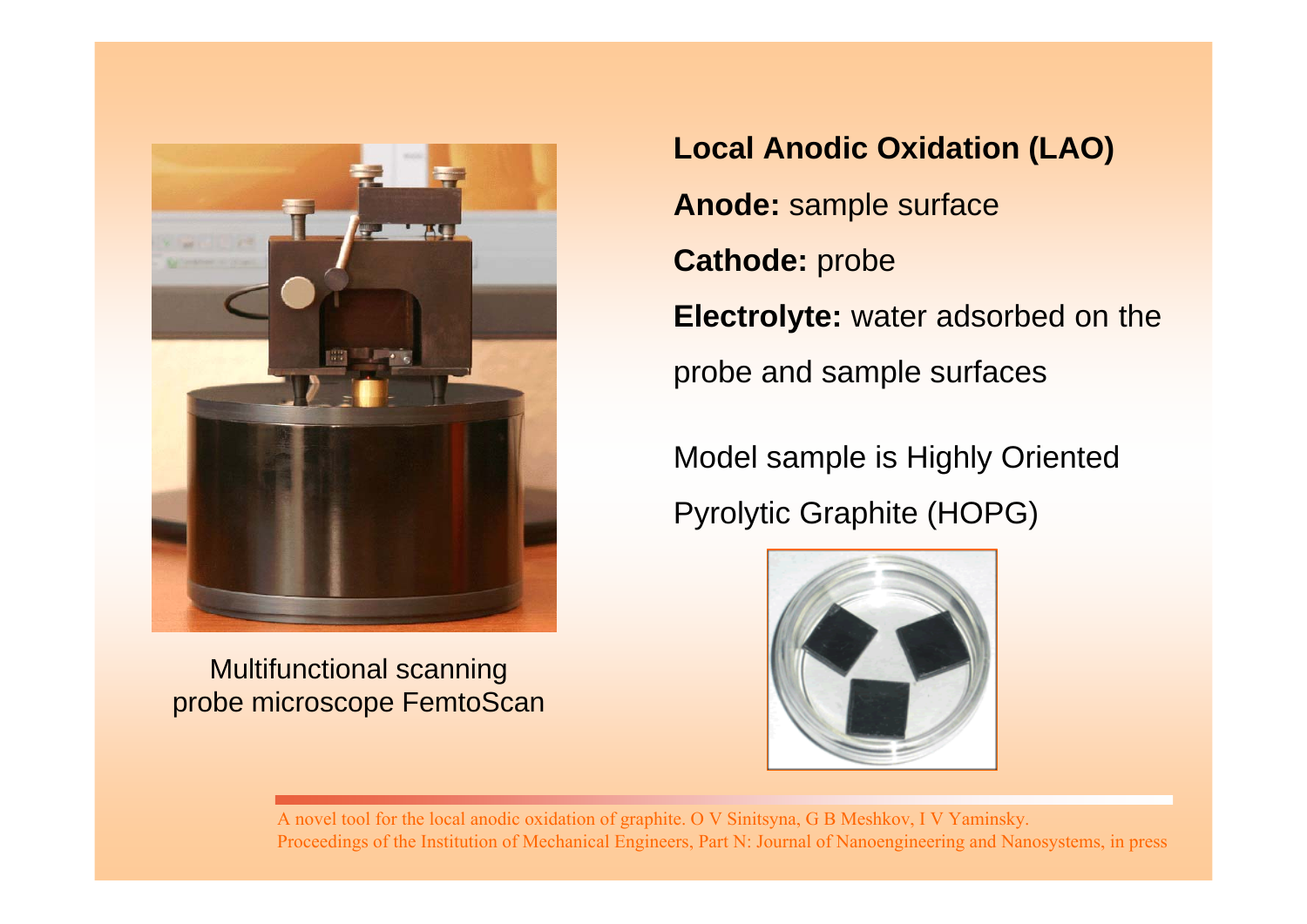Multifunctional scanning probe microscope FemtoScan

**Local Anodic Oxidation (LAO)**

**Anode:** sample surface

**Cathode:** probe

**Electrolyte:** water adsorbed on the probe and sample surfaces

Model sample is Highly Oriented Pyrolytic Graphite (HOPG)

A novel tool for the local anodic oxidation of graphite. O V Sinitsyna, G B Meshkov, I V Yaminsky. Proceedings of the Institution of Mechanical Engineers, Part N: Journal of Nanoengineering and Nanosystems, in press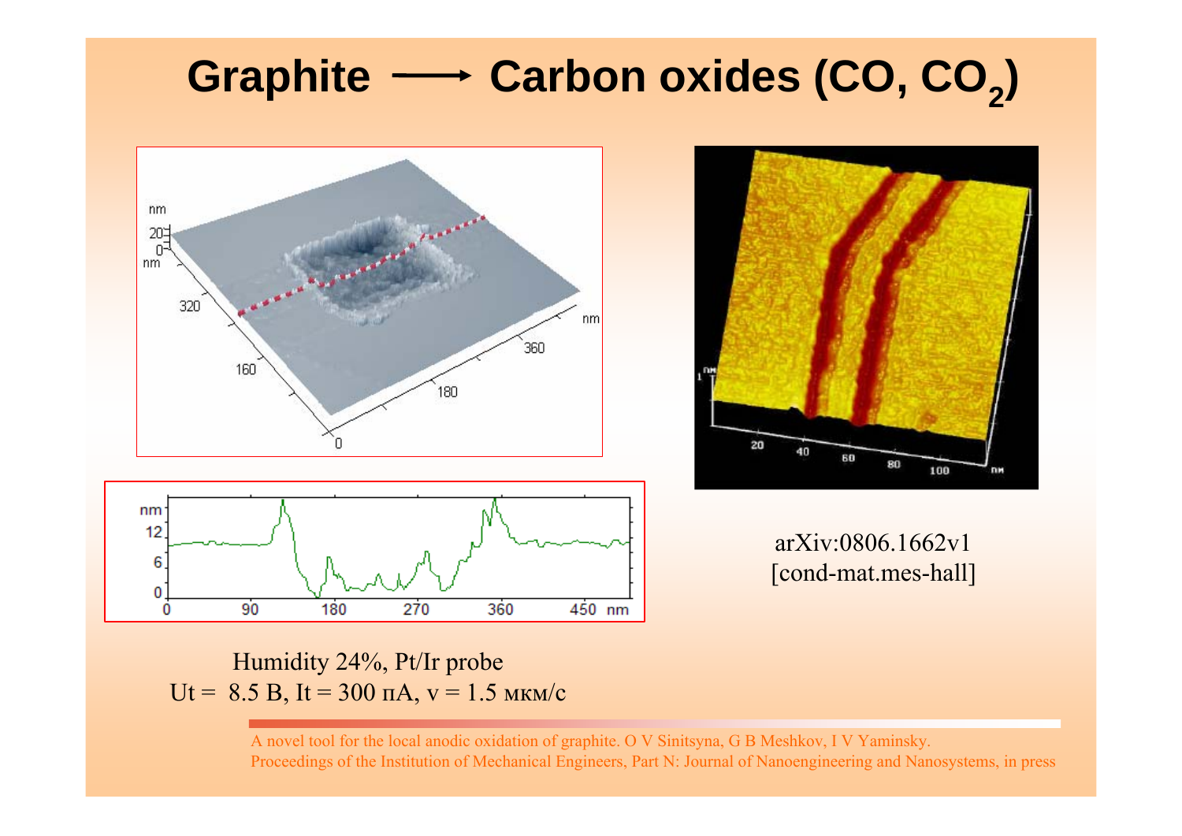# Graphite ⟶ Carbon oxides (CO, $CO_2$)

arXiv:0806.1662v1 [cond-mat.mes-hall]

Humidity 24%, Pt/Ir probe

Ut = 8.5 В, It = 300 пА, v = 1.5 мкм/с

A novel tool for the local anodic oxidation of graphite. O V Sinitsyna, G B Meshkov, I V Yaminsky. Proceedings of the Institution of Mechanical Engineers, Part N: Journal of Nanoengineering and Nanosystems, in press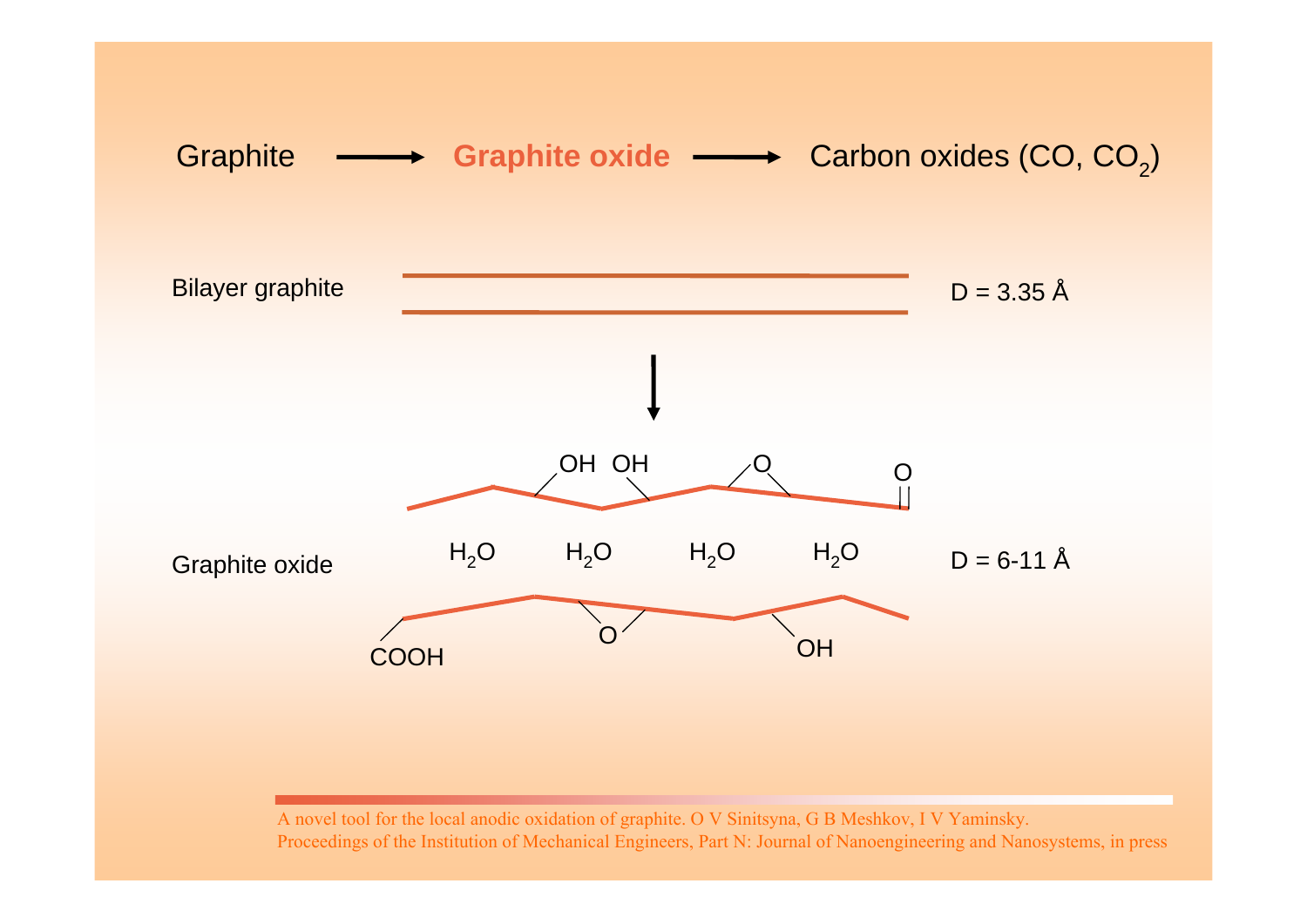Graphite → **Graphite oxide** → Carbon oxides ($CO$, $CO_2$)

Bilayer graphite — D = 3.35 Å

Graphite oxide — D = 6-11 Å

OH OH O O

$H_2O$ $H_2O$ $H_2O$ $H_2O$

COOH O OH

A novel tool for the local anodic oxidation of graphite. O V Sinitsyna, G B Meshkov, I V Yaminsky. Proceedings of the Institution of Mechanical Engineers, Part N: Journal of Nanoengineering and Nanosystems, in press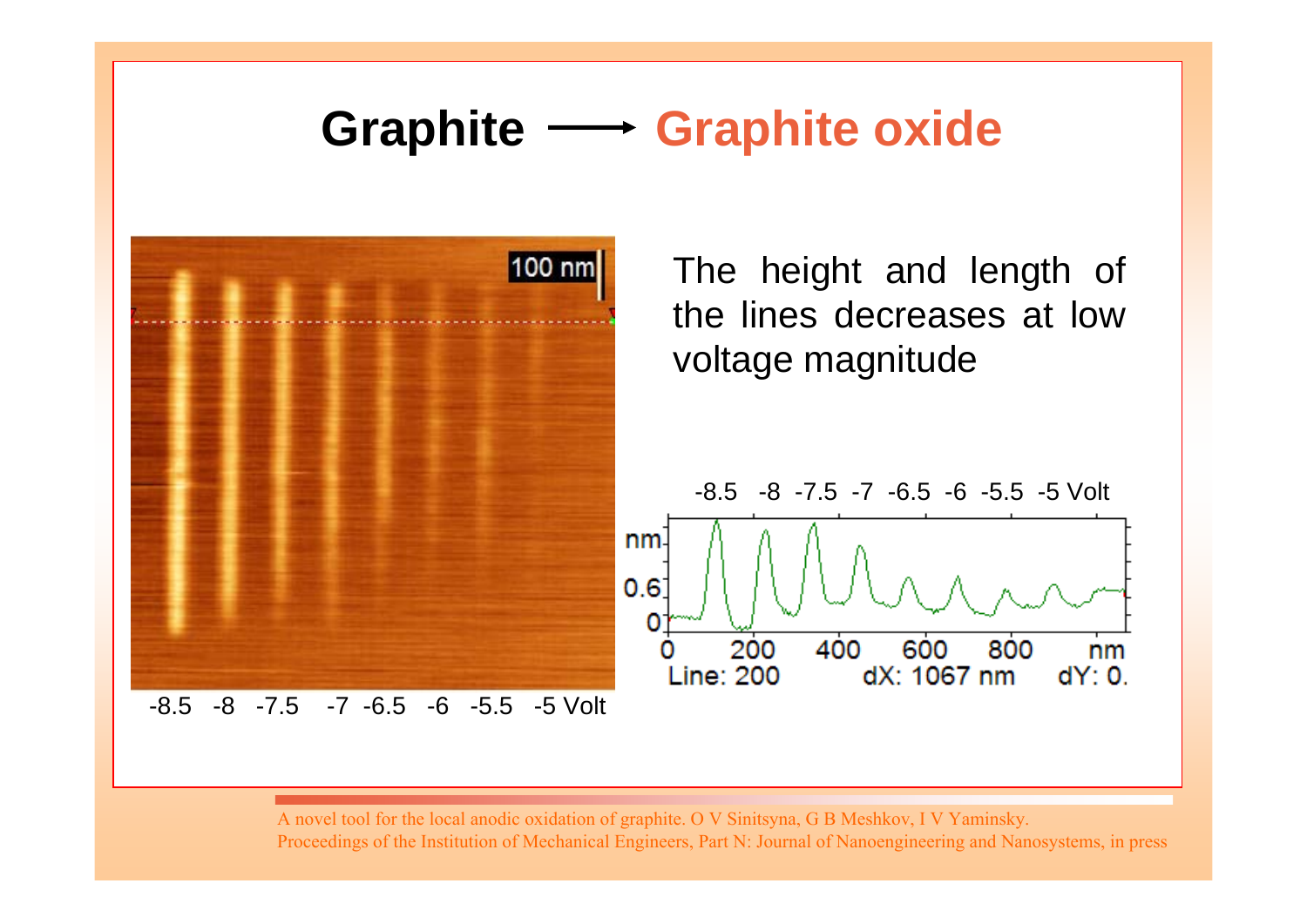# Graphite → Graphite oxide

The height and length of the lines decreases at low voltage magnitude

-8.5 -8 -7.5 -7 -6.5 -6 -5.5 -5 Volt

A novel tool for the local anodic oxidation of graphite. O V Sinitsyna, G B Meshkov, I V Yaminsky. Proceedings of the Institution of Mechanical Engineers, Part N: Journal of Nanoengineering and Nanosystems, in press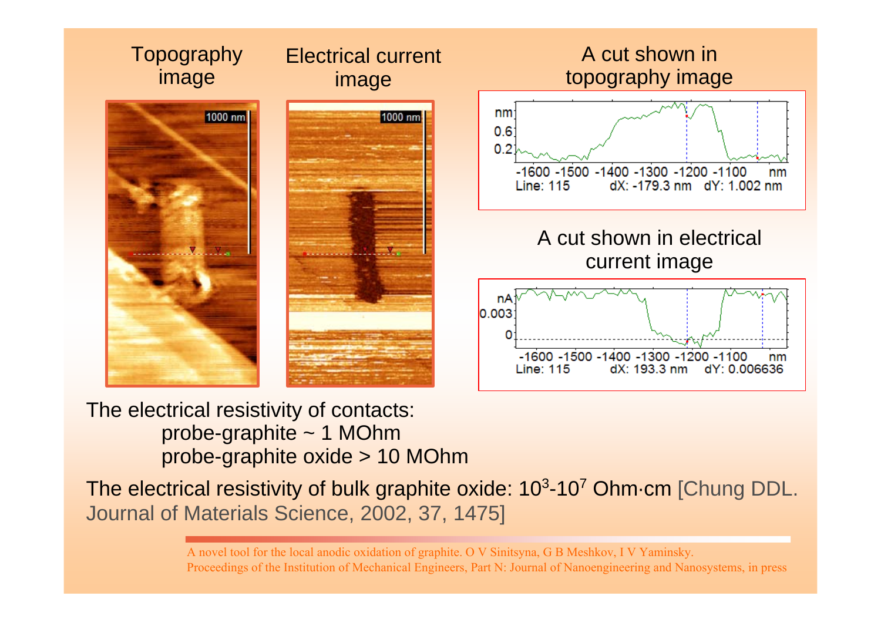Topography image

Electrical current image

A cut shown in topography image

A cut shown in electrical current image

The electrical resistivity of contacts:

- probe-graphite ~ 1 MOhm
- probe-graphite oxide > 10 MOhm

The electrical resistivity of bulk graphite oxide: $10^3$-$10^7$ Ohm·cm [Chung DDL. Journal of Materials Science, 2002, 37, 1475]

A novel tool for the local anodic oxidation of graphite. O V Sinitsyna, G B Meshkov, I V Yaminsky. Proceedings of the Institution of Mechanical Engineers, Part N: Journal of Nanoengineering and Nanosystems, in press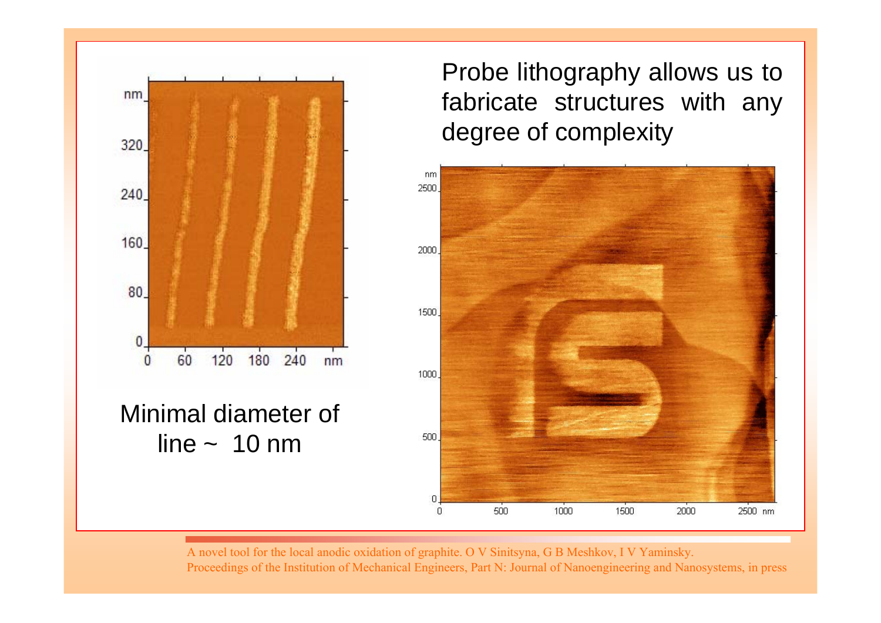Probe lithography allows us to fabricate structures with any degree of complexity

Minimal diameter of line ~ 10 nm

A novel tool for the local anodic oxidation of graphite. O V Sinitsyna, G B Meshkov, I V Yaminsky. Proceedings of the Institution of Mechanical Engineers, Part N: Journal of Nanoengineering and Nanosystems, in press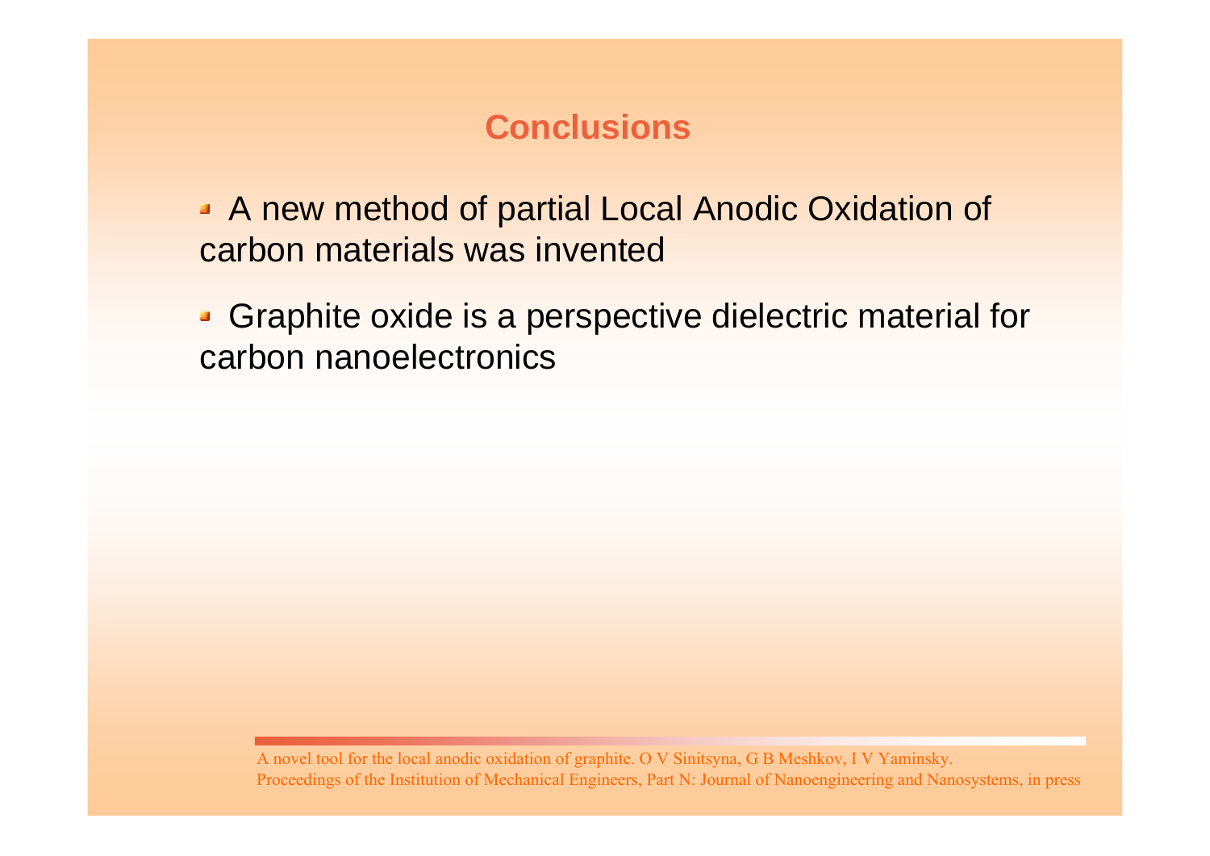# Conclusions

- A new method of partial Local Anodic Oxidation of carbon materials was invented
- Graphite oxide is a perspective dielectric material for carbon nanoelectronics

A novel tool for the local anodic oxidation of graphite. O V Sinitsyna, G B Meshkov, I V Yaminsky. Proceedings of the Institution of Mechanical Engineers, Part N: Journal of Nanoengineering and Nanosystems, in press